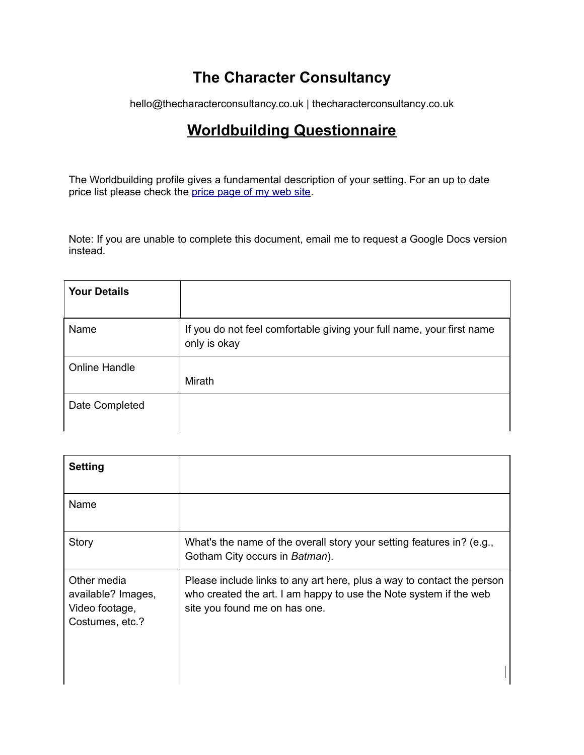# The Character Consultancy

hello@thecharacterconsultancy.co.uk | thecharacterconsultancy.co.uk

## Worldbuilding Questionnaire

The Worldbuilding profile gives a fundamental description of your setting. For an up to date price list please check the [price page of my web site](#).

Note: If you are unable to complete this document, email me to request a Google Docs version instead.

| **Your Details** | |
|---|---|
| Name | If you do not feel comfortable giving your full name, your first name only is okay |
| Online Handle | Mirath |
| Date Completed | |

| **Setting** | |
|---|---|
| Name | |
| Story | What's the name of the overall story your setting features in? (e.g., Gotham City occurs in *Batman*). |
| Other media available? Images, Video footage, Costumes, etc.? | Please include links to any art here, plus a way to contact the person who created the art. I am happy to use the Note system if the web site you found me on has one. |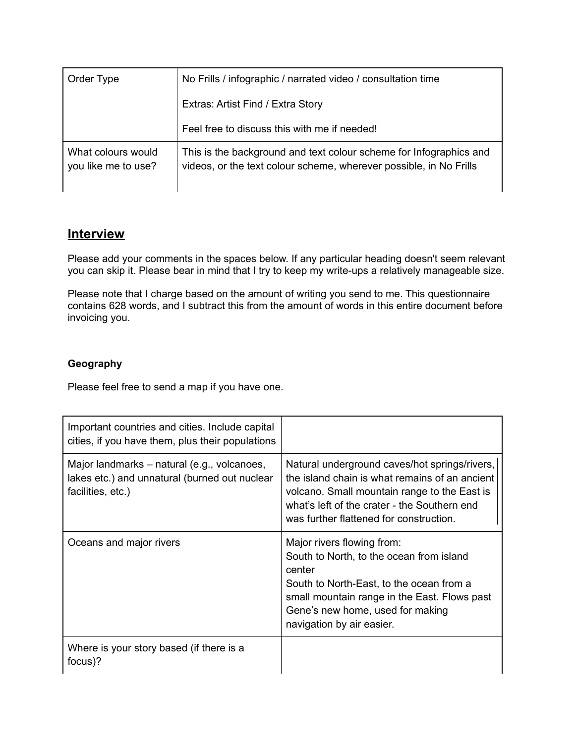| Order Type | No Frills / infographic / narrated video / consultation time<br><br>Extras: Artist Find / Extra Story<br><br>Feel free to discuss this with me if needed! |
|---|---|
| What colours would you like me to use? | This is the background and text colour scheme for Infographics and videos, or the text colour scheme, wherever possible, in No Frills |

## Interview

Please add your comments in the spaces below. If any particular heading doesn't seem relevant you can skip it. Please bear in mind that I try to keep my write-ups a relatively manageable size.

Please note that I charge based on the amount of writing you send to me. This questionnaire contains 628 words, and I subtract this from the amount of words in this entire document before invoicing you.

**Geography**

Please feel free to send a map if you have one.

| Important countries and cities. Include capital cities, if you have them, plus their populations | |
|---|---|
| Major landmarks – natural (e.g., volcanoes, lakes etc.) and unnatural (burned out nuclear facilities, etc.) | Natural underground caves/hot springs/rivers, the island chain is what remains of an ancient volcano. Small mountain range to the East is what's left of the crater - the Southern end was further flattened for construction. |
| Oceans and major rivers | Major rivers flowing from:<br>South to North, to the ocean from island center<br>South to North-East, to the ocean from a small mountain range in the East. Flows past Gene's new home, used for making navigation by air easier. |
| Where is your story based (if there is a focus)? | |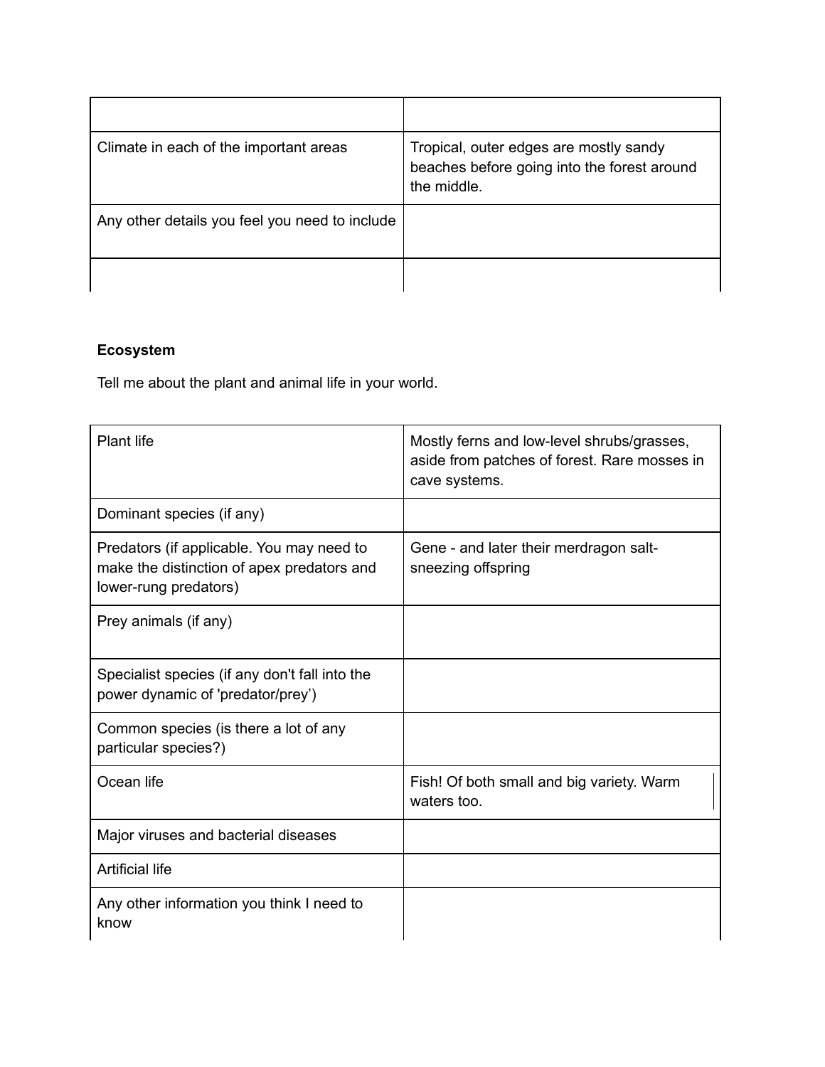| | |
|---|---|
| Climate in each of the important areas | Tropical, outer edges are mostly sandy beaches before going into the forest around the middle. |
| Any other details you feel you need to include | |
| | |

**Ecosystem**

Tell me about the plant and animal life in your world.

| | |
|---|---|
| Plant life | Mostly ferns and low-level shrubs/grasses, aside from patches of forest. Rare mosses in cave systems. |
| Dominant species (if any) | |
| Predators (if applicable. You may need to make the distinction of apex predators and lower-rung predators) | Gene - and later their merdragon salt-sneezing offspring |
| Prey animals (if any) | |
| Specialist species (if any don't fall into the power dynamic of 'predator/prey') | |
| Common species (is there a lot of any particular species?) | |
| Ocean life | Fish! Of both small and big variety. Warm waters too. |
| Major viruses and bacterial diseases | |
| Artificial life | |
| Any other information you think I need to know | |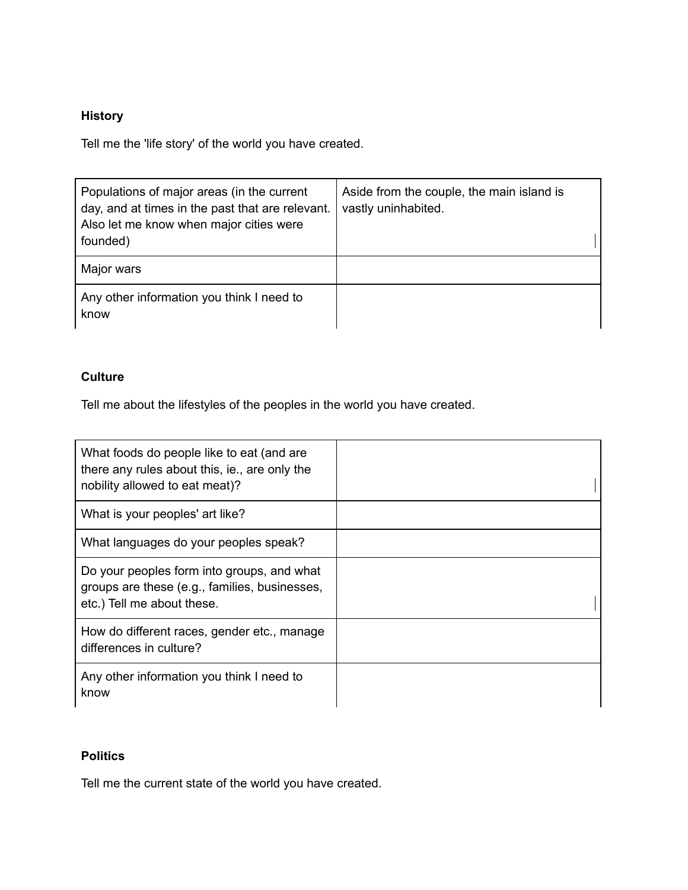**History**

Tell me the 'life story' of the world you have created.

| | |
|---|---|
| Populations of major areas (in the current day, and at times in the past that are relevant. Also let me know when major cities were founded) | Aside from the couple, the main island is vastly uninhabited. |
| Major wars | |
| Any other information you think I need to know | |

**Culture**

Tell me about the lifestyles of the peoples in the world you have created.

| | |
|---|---|
| What foods do people like to eat (and are there any rules about this, ie., are only the nobility allowed to eat meat)? | |
| What is your peoples' art like? | |
| What languages do your peoples speak? | |
| Do your peoples form into groups, and what groups are these (e.g., families, businesses, etc.) Tell me about these. | |
| How do different races, gender etc., manage differences in culture? | |
| Any other information you think I need to know | |

**Politics**

Tell me the current state of the world you have created.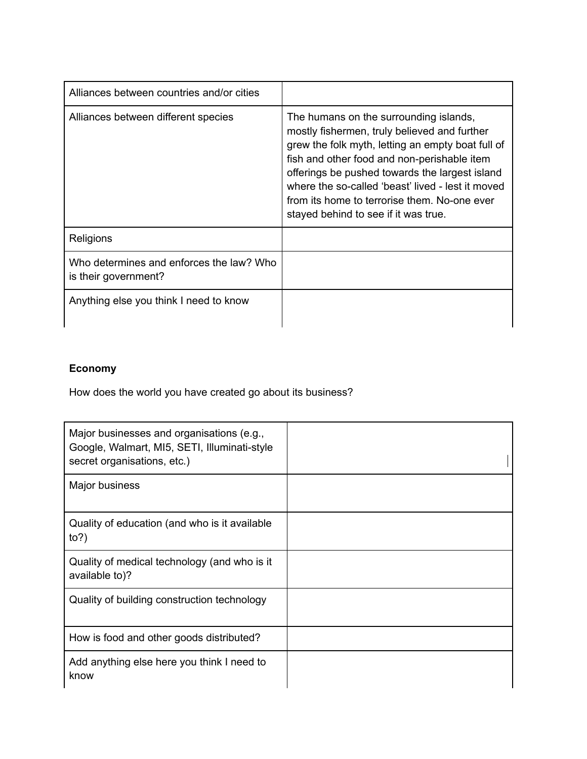| | |
|---|---|
| Alliances between countries and/or cities | |
| Alliances between different species | The humans on the surrounding islands, mostly fishermen, truly believed and further grew the folk myth, letting an empty boat full of fish and other food and non-perishable item offerings be pushed towards the largest island where the so-called 'beast' lived - lest it moved from its home to terrorise them. No-one ever stayed behind to see if it was true. |
| Religions | |
| Who determines and enforces the law? Who is their government? | |
| Anything else you think I need to know | |

**Economy**

How does the world you have created go about its business?

| | |
|---|---|
| Major businesses and organisations (e.g., Google, Walmart, MI5, SETI, Illuminati-style secret organisations, etc.) | |
| Major business | |
| Quality of education (and who is it available to?) | |
| Quality of medical technology (and who is it available to)? | |
| Quality of building construction technology | |
| How is food and other goods distributed? | |
| Add anything else here you think I need to know | |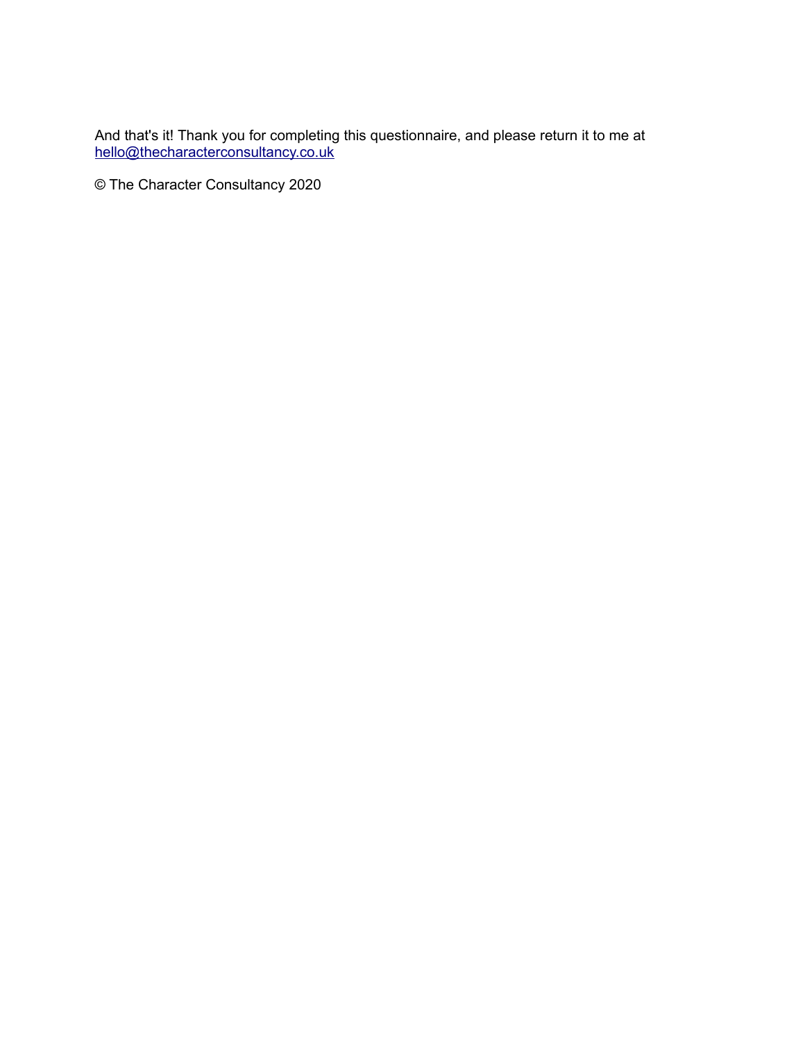And that's it! Thank you for completing this questionnaire, and please return it to me at hello@thecharacterconsultancy.co.uk

© The Character Consultancy 2020